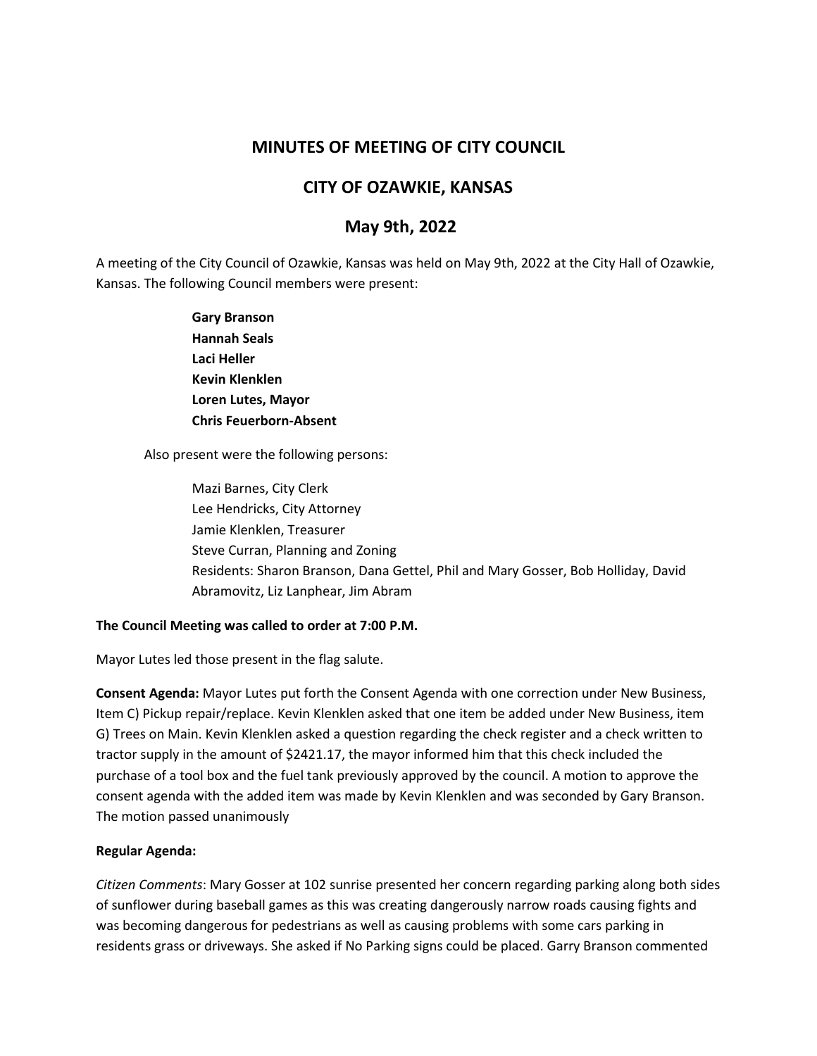# MINUTES OF MEETING OF CITY COUNCIL

# CITY OF OZAWKIE, KANSAS

# May 9th, 2022

A meeting of the City Council of Ozawkie, Kansas was held on May 9th, 2022 at the City Hall of Ozawkie, Kansas. The following Council members were present:

**Gary Branson**
**Hannah Seals**
**Laci Heller**
**Kevin Klenklen**
**Loren Lutes, Mayor**
**Chris Feuerborn-Absent**

Also present were the following persons:

Mazi Barnes, City Clerk
Lee Hendricks, City Attorney
Jamie Klenklen, Treasurer
Steve Curran, Planning and Zoning
Residents: Sharon Branson, Dana Gettel, Phil and Mary Gosser, Bob Holliday, David Abramovitz, Liz Lanphear, Jim Abram

**The Council Meeting was called to order at 7:00 P.M.**

Mayor Lutes led those present in the flag salute.

**Consent Agenda:** Mayor Lutes put forth the Consent Agenda with one correction under New Business, Item C) Pickup repair/replace. Kevin Klenklen asked that one item be added under New Business, item G) Trees on Main. Kevin Klenklen asked a question regarding the check register and a check written to tractor supply in the amount of $2421.17, the mayor informed him that this check included the purchase of a tool box and the fuel tank previously approved by the council. A motion to approve the consent agenda with the added item was made by Kevin Klenklen and was seconded by Gary Branson. The motion passed unanimously

**Regular Agenda:**

*Citizen Comments*: Mary Gosser at 102 sunrise presented her concern regarding parking along both sides of sunflower during baseball games as this was creating dangerously narrow roads causing fights and was becoming dangerous for pedestrians as well as causing problems with some cars parking in residents grass or driveways. She asked if No Parking signs could be placed. Garry Branson commented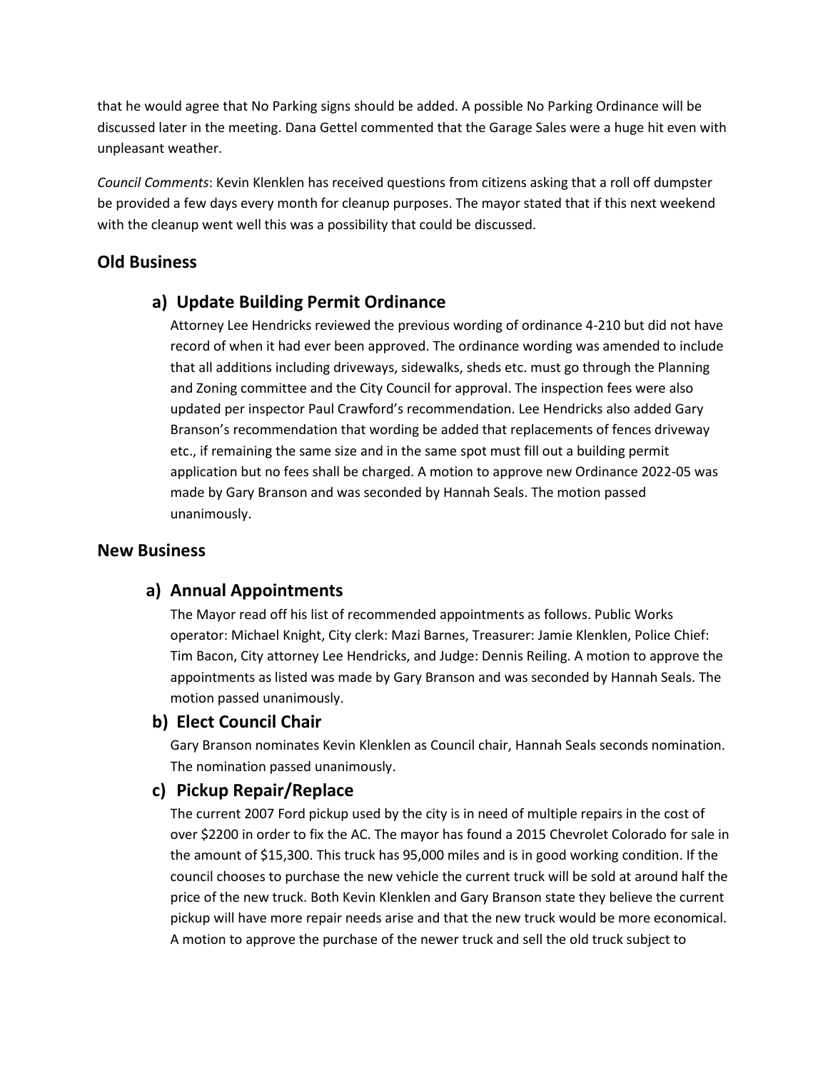that he would agree that No Parking signs should be added. A possible No Parking Ordinance will be discussed later in the meeting. Dana Gettel commented that the Garage Sales were a huge hit even with unpleasant weather.

*Council Comments*: Kevin Klenklen has received questions from citizens asking that a roll off dumpster be provided a few days every month for cleanup purposes. The mayor stated that if this next weekend with the cleanup went well this was a possibility that could be discussed.

## Old Business

### a) Update Building Permit Ordinance

Attorney Lee Hendricks reviewed the previous wording of ordinance 4-210 but did not have record of when it had ever been approved. The ordinance wording was amended to include that all additions including driveways, sidewalks, sheds etc. must go through the Planning and Zoning committee and the City Council for approval. The inspection fees were also updated per inspector Paul Crawford's recommendation. Lee Hendricks also added Gary Branson's recommendation that wording be added that replacements of fences driveway etc., if remaining the same size and in the same spot must fill out a building permit application but no fees shall be charged. A motion to approve new Ordinance 2022-05 was made by Gary Branson and was seconded by Hannah Seals. The motion passed unanimously.

## New Business

### a) Annual Appointments

The Mayor read off his list of recommended appointments as follows. Public Works operator: Michael Knight, City clerk: Mazi Barnes, Treasurer: Jamie Klenklen, Police Chief: Tim Bacon, City attorney Lee Hendricks, and Judge: Dennis Reiling. A motion to approve the appointments as listed was made by Gary Branson and was seconded by Hannah Seals. The motion passed unanimously.

### b) Elect Council Chair

Gary Branson nominates Kevin Klenklen as Council chair, Hannah Seals seconds nomination. The nomination passed unanimously.

### c) Pickup Repair/Replace

The current 2007 Ford pickup used by the city is in need of multiple repairs in the cost of over $2200 in order to fix the AC. The mayor has found a 2015 Chevrolet Colorado for sale in the amount of $15,300. This truck has 95,000 miles and is in good working condition. If the council chooses to purchase the new vehicle the current truck will be sold at around half the price of the new truck. Both Kevin Klenklen and Gary Branson state they believe the current pickup will have more repair needs arise and that the new truck would be more economical. A motion to approve the purchase of the newer truck and sell the old truck subject to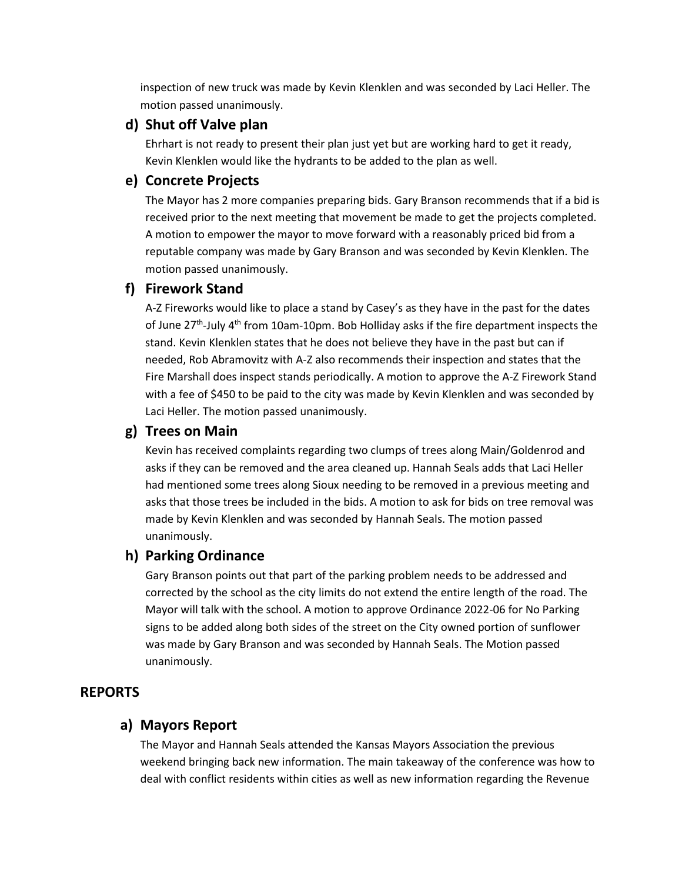inspection of new truck was made by Kevin Klenklen and was seconded by Laci Heller. The motion passed unanimously.

### d) Shut off Valve plan

Ehrhart is not ready to present their plan just yet but are working hard to get it ready, Kevin Klenklen would like the hydrants to be added to the plan as well.

### e) Concrete Projects

The Mayor has 2 more companies preparing bids. Gary Branson recommends that if a bid is received prior to the next meeting that movement be made to get the projects completed. A motion to empower the mayor to move forward with a reasonably priced bid from a reputable company was made by Gary Branson and was seconded by Kevin Klenklen. The motion passed unanimously.

### f) Firework Stand

A-Z Fireworks would like to place a stand by Casey's as they have in the past for the dates of June 27th-July 4th from 10am-10pm. Bob Holliday asks if the fire department inspects the stand. Kevin Klenklen states that he does not believe they have in the past but can if needed, Rob Abramovitz with A-Z also recommends their inspection and states that the Fire Marshall does inspect stands periodically. A motion to approve the A-Z Firework Stand with a fee of $450 to be paid to the city was made by Kevin Klenklen and was seconded by Laci Heller. The motion passed unanimously.

### g) Trees on Main

Kevin has received complaints regarding two clumps of trees along Main/Goldenrod and asks if they can be removed and the area cleaned up. Hannah Seals adds that Laci Heller had mentioned some trees along Sioux needing to be removed in a previous meeting and asks that those trees be included in the bids. A motion to ask for bids on tree removal was made by Kevin Klenklen and was seconded by Hannah Seals. The motion passed unanimously.

### h) Parking Ordinance

Gary Branson points out that part of the parking problem needs to be addressed and corrected by the school as the city limits do not extend the entire length of the road. The Mayor will talk with the school. A motion to approve Ordinance 2022-06 for No Parking signs to be added along both sides of the street on the City owned portion of sunflower was made by Gary Branson and was seconded by Hannah Seals. The Motion passed unanimously.

## REPORTS

### a) Mayors Report

The Mayor and Hannah Seals attended the Kansas Mayors Association the previous weekend bringing back new information. The main takeaway of the conference was how to deal with conflict residents within cities as well as new information regarding the Revenue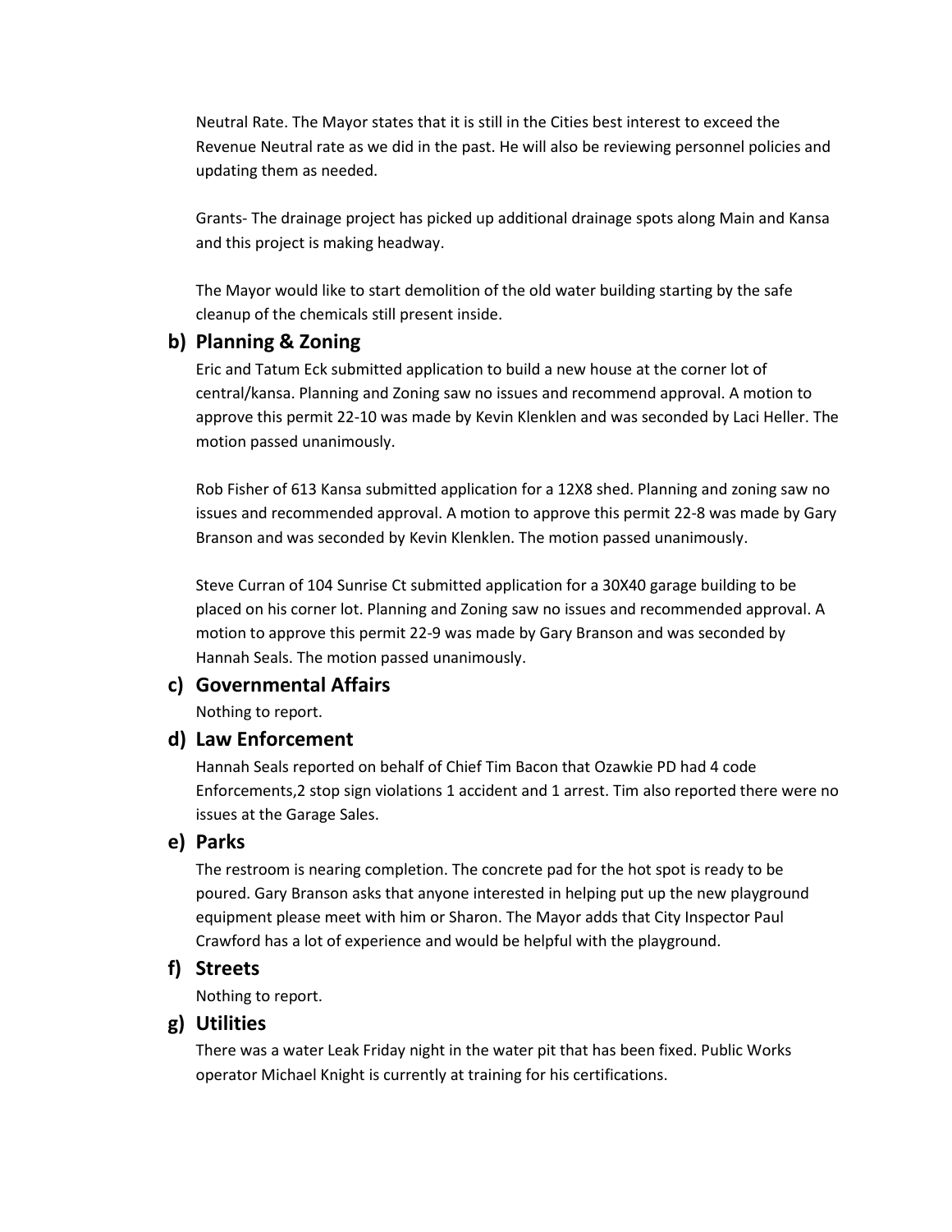Neutral Rate. The Mayor states that it is still in the Cities best interest to exceed the Revenue Neutral rate as we did in the past. He will also be reviewing personnel policies and updating them as needed.

Grants- The drainage project has picked up additional drainage spots along Main and Kansa and this project is making headway.

The Mayor would like to start demolition of the old water building starting by the safe cleanup of the chemicals still present inside.

## b) Planning & Zoning

Eric and Tatum Eck submitted application to build a new house at the corner lot of central/kansa. Planning and Zoning saw no issues and recommend approval. A motion to approve this permit 22-10 was made by Kevin Klenklen and was seconded by Laci Heller. The motion passed unanimously.

Rob Fisher of 613 Kansa submitted application for a 12X8 shed. Planning and zoning saw no issues and recommended approval. A motion to approve this permit 22-8 was made by Gary Branson and was seconded by Kevin Klenklen. The motion passed unanimously.

Steve Curran of 104 Sunrise Ct submitted application for a 30X40 garage building to be placed on his corner lot. Planning and Zoning saw no issues and recommended approval. A motion to approve this permit 22-9 was made by Gary Branson and was seconded by Hannah Seals. The motion passed unanimously.

## c) Governmental Affairs

Nothing to report.

## d) Law Enforcement

Hannah Seals reported on behalf of Chief Tim Bacon that Ozawkie PD had 4 code Enforcements,2 stop sign violations 1 accident and 1 arrest. Tim also reported there were no issues at the Garage Sales.

## e) Parks

The restroom is nearing completion. The concrete pad for the hot spot is ready to be poured. Gary Branson asks that anyone interested in helping put up the new playground equipment please meet with him or Sharon. The Mayor adds that City Inspector Paul Crawford has a lot of experience and would be helpful with the playground.

## f) Streets

Nothing to report.

## g) Utilities

There was a water Leak Friday night in the water pit that has been fixed. Public Works operator Michael Knight is currently at training for his certifications.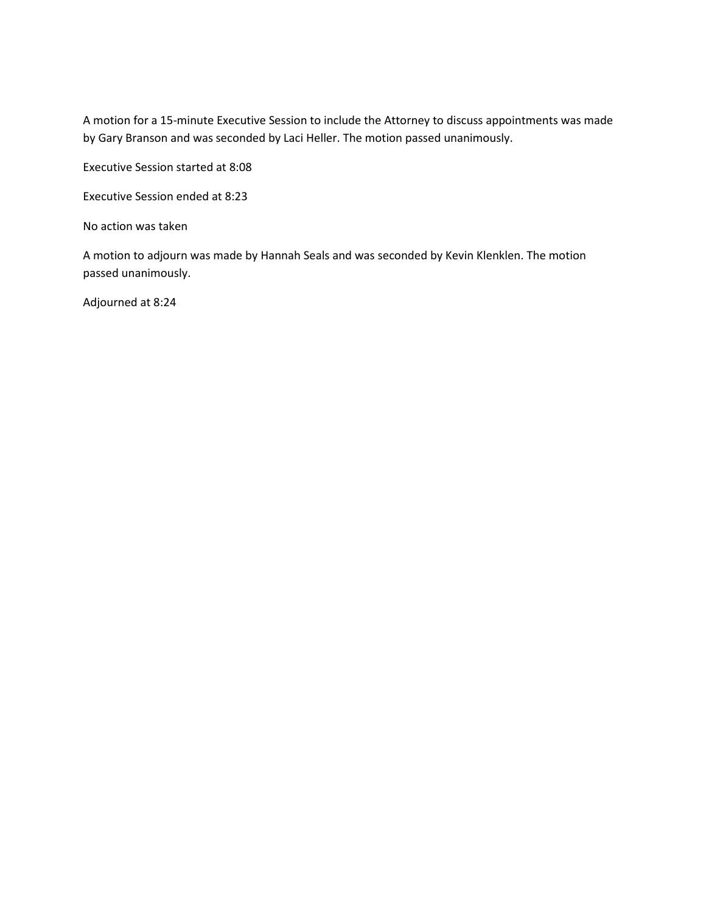A motion for a 15-minute Executive Session to include the Attorney to discuss appointments was made by Gary Branson and was seconded by Laci Heller. The motion passed unanimously.

Executive Session started at 8:08

Executive Session ended at 8:23

No action was taken

A motion to adjourn was made by Hannah Seals and was seconded by Kevin Klenklen. The motion passed unanimously.

Adjourned at 8:24